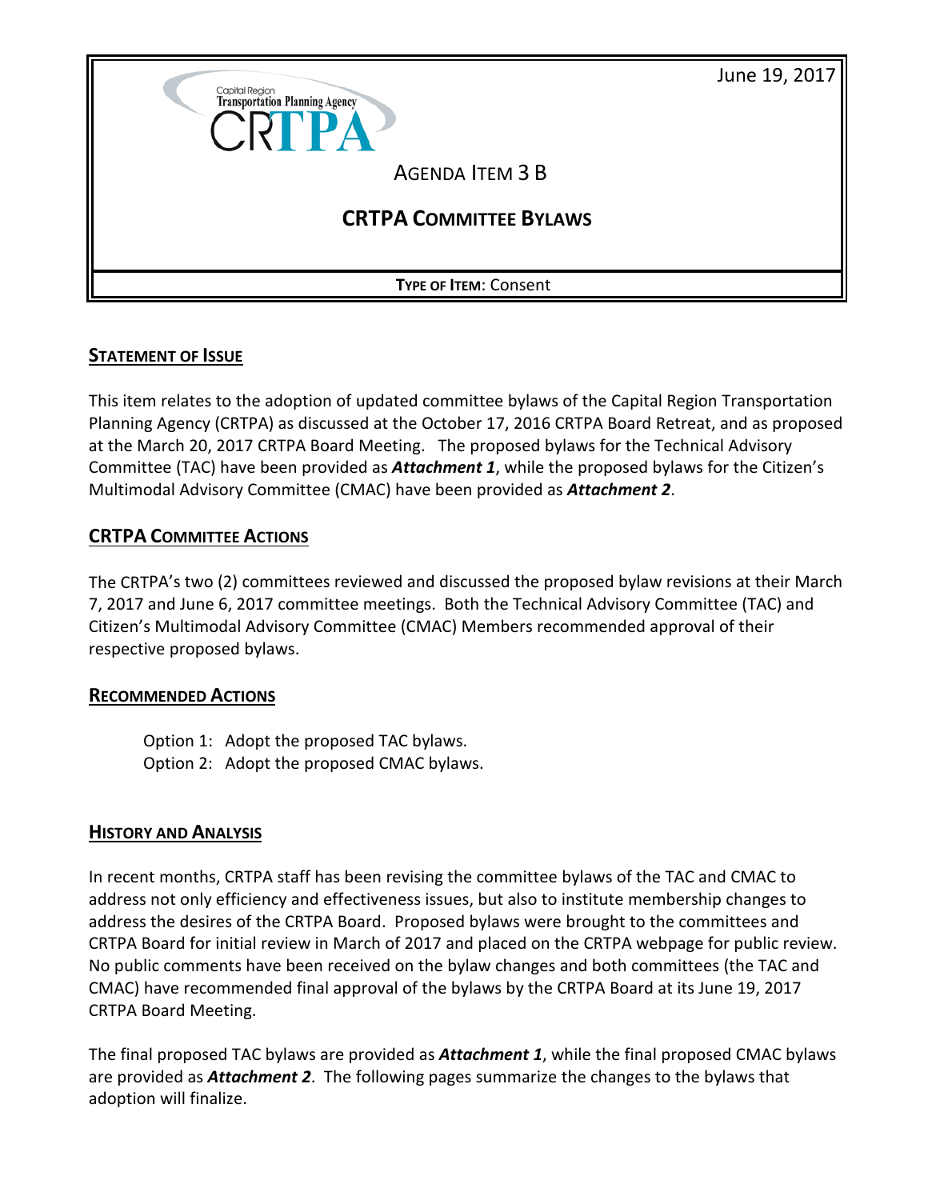June 19, 2017

Capital Region Transportation Planning Agency

CRTPA

AGENDA ITEM 3 B

# CRTPA COMMITTEE BYLAWS

**TYPE OF ITEM**: Consent

## STATEMENT OF ISSUE

This item relates to the adoption of updated committee bylaws of the Capital Region Transportation Planning Agency (CRTPA) as discussed at the October 17, 2016 CRTPA Board Retreat, and as proposed at the March 20, 2017 CRTPA Board Meeting. The proposed bylaws for the Technical Advisory Committee (TAC) have been provided as ***Attachment 1***, while the proposed bylaws for the Citizen's Multimodal Advisory Committee (CMAC) have been provided as ***Attachment 2***.

## CRTPA COMMITTEE ACTIONS

The CRTPA's two (2) committees reviewed and discussed the proposed bylaw revisions at their March 7, 2017 and June 6, 2017 committee meetings. Both the Technical Advisory Committee (TAC) and Citizen's Multimodal Advisory Committee (CMAC) Members recommended approval of their respective proposed bylaws.

## RECOMMENDED ACTIONS

Option 1: Adopt the proposed TAC bylaws.
Option 2: Adopt the proposed CMAC bylaws.

## HISTORY AND ANALYSIS

In recent months, CRTPA staff has been revising the committee bylaws of the TAC and CMAC to address not only efficiency and effectiveness issues, but also to institute membership changes to address the desires of the CRTPA Board. Proposed bylaws were brought to the committees and CRTPA Board for initial review in March of 2017 and placed on the CRTPA webpage for public review. No public comments have been received on the bylaw changes and both committees (the TAC and CMAC) have recommended final approval of the bylaws by the CRTPA Board at its June 19, 2017 CRTPA Board Meeting.

The final proposed TAC bylaws are provided as ***Attachment 1***, while the final proposed CMAC bylaws are provided as ***Attachment 2***. The following pages summarize the changes to the bylaws that adoption will finalize.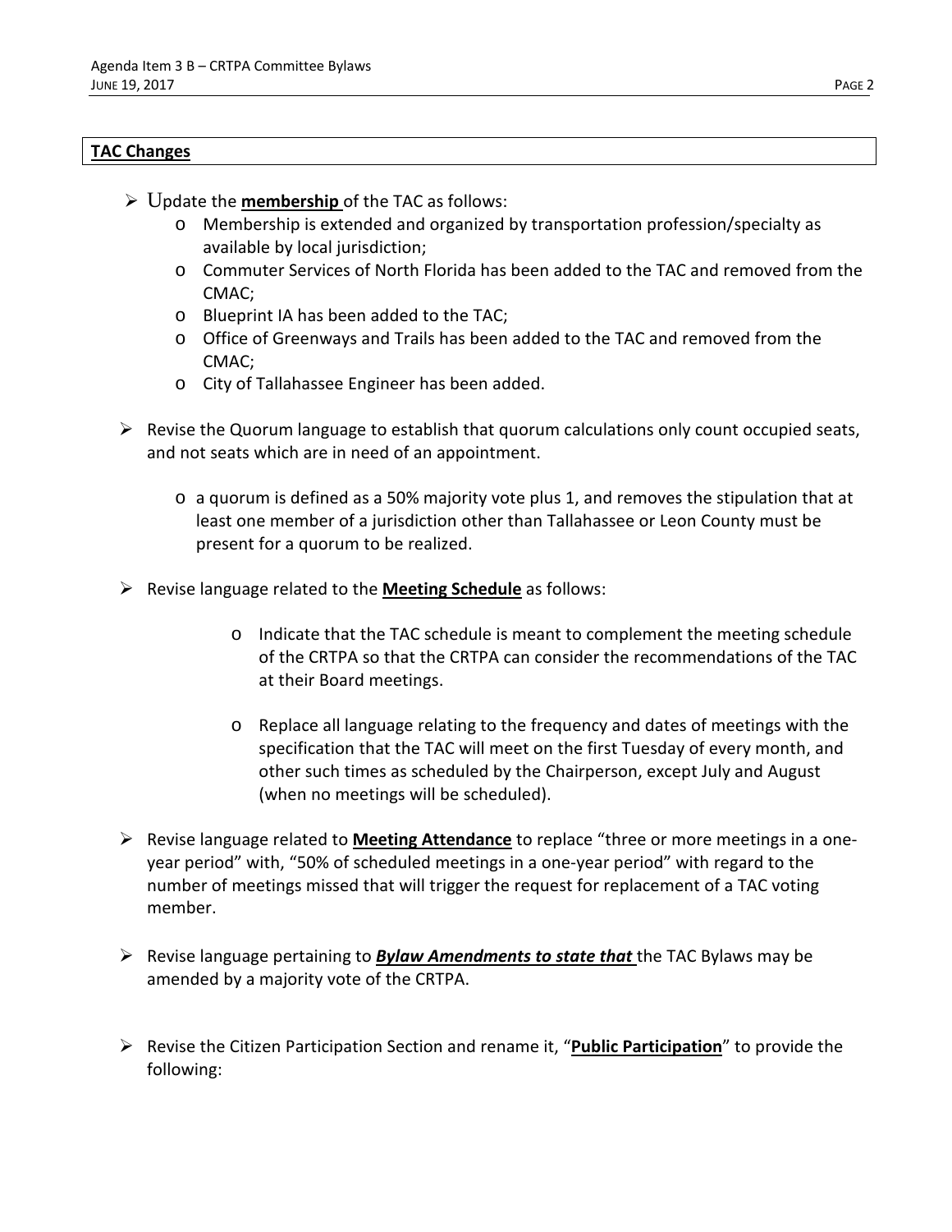**TAC Changes**

- Update the **membership** of the TAC as follows:
  - Membership is extended and organized by transportation profession/specialty as available by local jurisdiction;
  - Commuter Services of North Florida has been added to the TAC and removed from the CMAC;
  - Blueprint IA has been added to the TAC;
  - Office of Greenways and Trails has been added to the TAC and removed from the CMAC;
  - City of Tallahassee Engineer has been added.

- Revise the Quorum language to establish that quorum calculations only count occupied seats, and not seats which are in need of an appointment.

  - a quorum is defined as a 50% majority vote plus 1, and removes the stipulation that at least one member of a jurisdiction other than Tallahassee or Leon County must be present for a quorum to be realized.

- Revise language related to the **Meeting Schedule** as follows:

  - Indicate that the TAC schedule is meant to complement the meeting schedule of the CRTPA so that the CRTPA can consider the recommendations of the TAC at their Board meetings.

  - Replace all language relating to the frequency and dates of meetings with the specification that the TAC will meet on the first Tuesday of every month, and other such times as scheduled by the Chairperson, except July and August (when no meetings will be scheduled).

- Revise language related to **Meeting Attendance** to replace "three or more meetings in a one-year period" with, "50% of scheduled meetings in a one-year period" with regard to the number of meetings missed that will trigger the request for replacement of a TAC voting member.

- Revise language pertaining to ***Bylaw Amendments to state that*** the TAC Bylaws may be amended by a majority vote of the CRTPA.

- Revise the Citizen Participation Section and rename it, "**Public Participation**" to provide the following: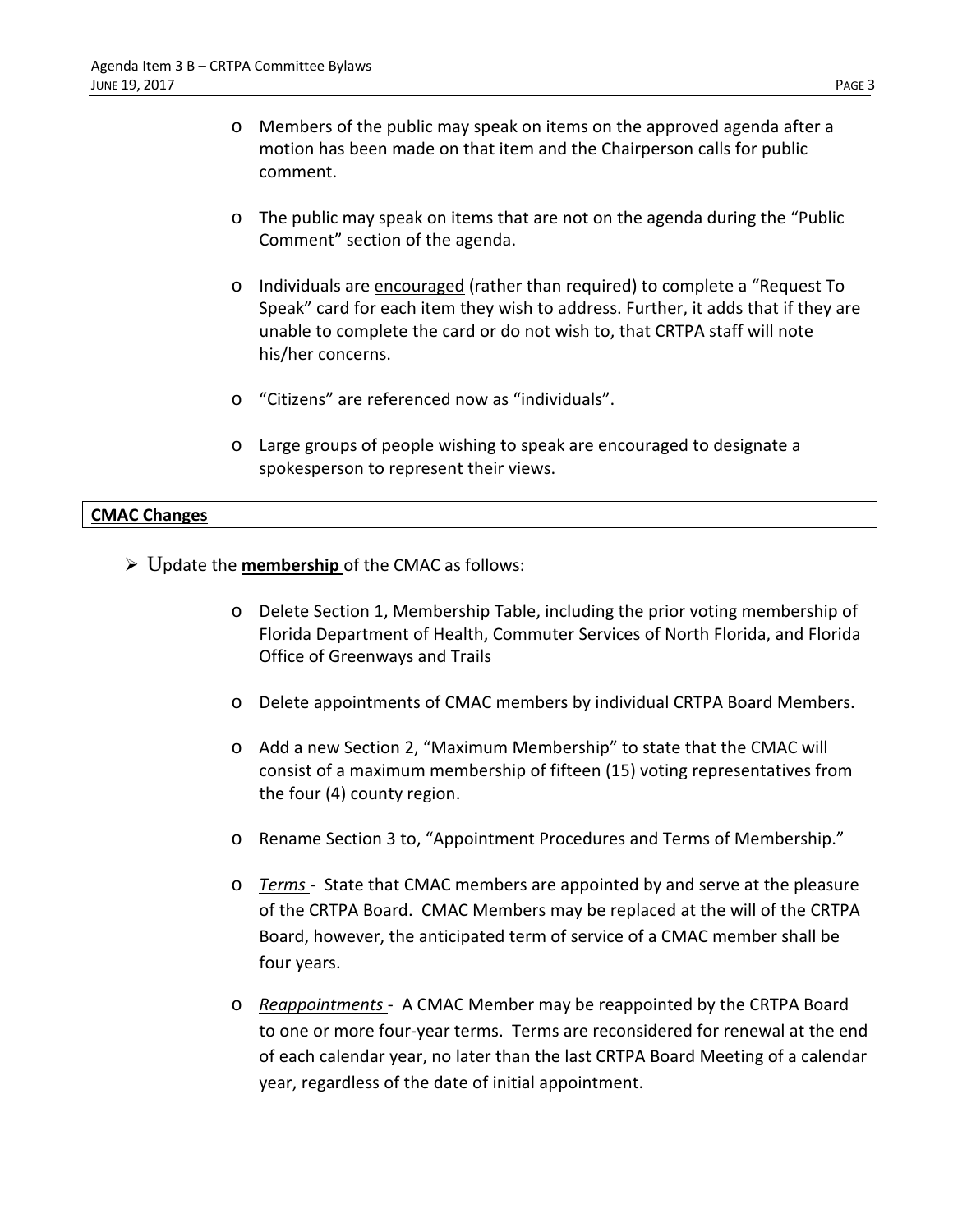- Members of the public may speak on items on the approved agenda after a motion has been made on that item and the Chairperson calls for public comment.

- The public may speak on items that are not on the agenda during the "Public Comment" section of the agenda.

- Individuals are <u>encouraged</u> (rather than required) to complete a "Request To Speak" card for each item they wish to address. Further, it adds that if they are unable to complete the card or do not wish to, that CRTPA staff will note his/her concerns.

- "Citizens" are referenced now as "individuals".

- Large groups of people wishing to speak are encouraged to designate a spokesperson to represent their views.

**<u>CMAC Changes</u>**

- Update the **<u>membership</u>** of the CMAC as follows:

  - Delete Section 1, Membership Table, including the prior voting membership of Florida Department of Health, Commuter Services of North Florida, and Florida Office of Greenways and Trails

  - Delete appointments of CMAC members by individual CRTPA Board Members.

  - Add a new Section 2, "Maximum Membership" to state that the CMAC will consist of a maximum membership of fifteen (15) voting representatives from the four (4) county region.

  - Rename Section 3 to, "Appointment Procedures and Terms of Membership."

  - *<u>Terms</u>* - State that CMAC members are appointed by and serve at the pleasure of the CRTPA Board. CMAC Members may be replaced at the will of the CRTPA Board, however, the anticipated term of service of a CMAC member shall be four years.

  - *<u>Reappointments</u>* - A CMAC Member may be reappointed by the CRTPA Board to one or more four-year terms. Terms are reconsidered for renewal at the end of each calendar year, no later than the last CRTPA Board Meeting of a calendar year, regardless of the date of initial appointment.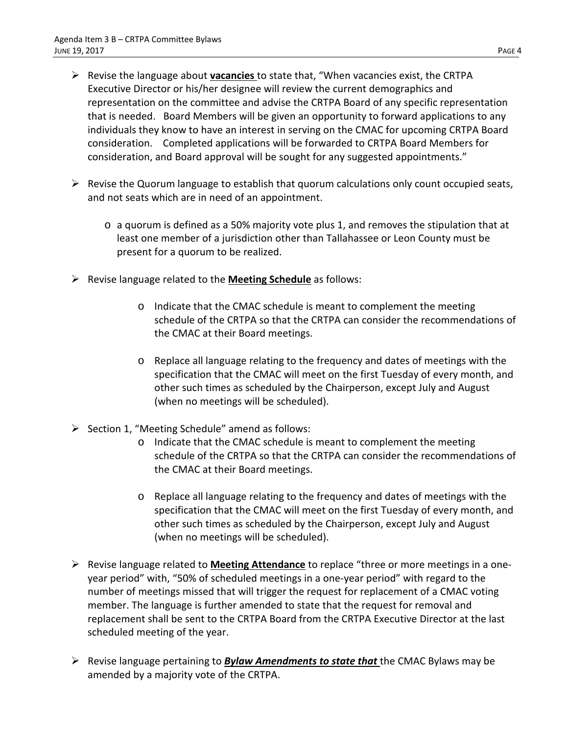- Revise the language about **vacancies** to state that, "When vacancies exist, the CRTPA Executive Director or his/her designee will review the current demographics and representation on the committee and advise the CRTPA Board of any specific representation that is needed. Board Members will be given an opportunity to forward applications to any individuals they know to have an interest in serving on the CMAC for upcoming CRTPA Board consideration. Completed applications will be forwarded to CRTPA Board Members for consideration, and Board approval will be sought for any suggested appointments."

- Revise the Quorum language to establish that quorum calculations only count occupied seats, and not seats which are in need of an appointment.

  - a quorum is defined as a 50% majority vote plus 1, and removes the stipulation that at least one member of a jurisdiction other than Tallahassee or Leon County must be present for a quorum to be realized.

- Revise language related to the **Meeting Schedule** as follows:

  - Indicate that the CMAC schedule is meant to complement the meeting schedule of the CRTPA so that the CRTPA can consider the recommendations of the CMAC at their Board meetings.

  - Replace all language relating to the frequency and dates of meetings with the specification that the CMAC will meet on the first Tuesday of every month, and other such times as scheduled by the Chairperson, except July and August (when no meetings will be scheduled).

- Section 1, "Meeting Schedule" amend as follows:
  - Indicate that the CMAC schedule is meant to complement the meeting schedule of the CRTPA so that the CRTPA can consider the recommendations of the CMAC at their Board meetings.

  - Replace all language relating to the frequency and dates of meetings with the specification that the CMAC will meet on the first Tuesday of every month, and other such times as scheduled by the Chairperson, except July and August (when no meetings will be scheduled).

- Revise language related to **Meeting Attendance** to replace "three or more meetings in a one-year period" with, "50% of scheduled meetings in a one-year period" with regard to the number of meetings missed that will trigger the request for replacement of a CMAC voting member. The language is further amended to state that the request for removal and replacement shall be sent to the CRTPA Board from the CRTPA Executive Director at the last scheduled meeting of the year.

- Revise language pertaining to ***Bylaw Amendments to state that*** the CMAC Bylaws may be amended by a majority vote of the CRTPA.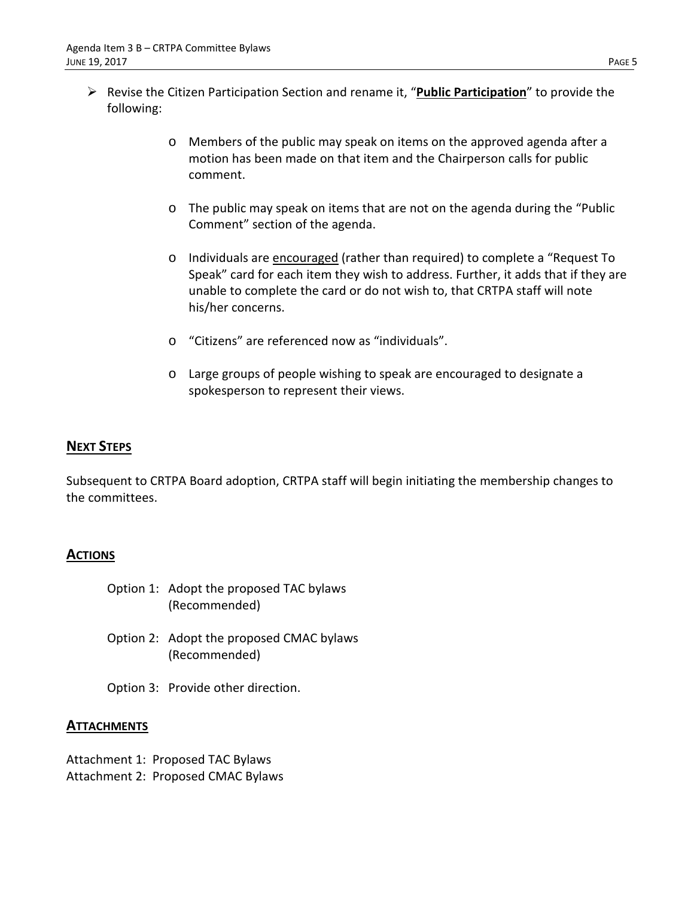- Revise the Citizen Participation Section and rename it, "**<u>Public Participation</u>**" to provide the following:

  - Members of the public may speak on items on the approved agenda after a motion has been made on that item and the Chairperson calls for public comment.

  - The public may speak on items that are not on the agenda during the "Public Comment" section of the agenda.

  - Individuals are <u>encouraged</u> (rather than required) to complete a "Request To Speak" card for each item they wish to address. Further, it adds that if they are unable to complete the card or do not wish to, that CRTPA staff will note his/her concerns.

  - "Citizens" are referenced now as "individuals".

  - Large groups of people wishing to speak are encouraged to designate a spokesperson to represent their views.

## **<u>Next Steps</u>**

Subsequent to CRTPA Board adoption, CRTPA staff will begin initiating the membership changes to the committees.

## **<u>Actions</u>**

Option 1: Adopt the proposed TAC bylaws (Recommended)

Option 2: Adopt the proposed CMAC bylaws (Recommended)

Option 3: Provide other direction.

## **<u>Attachments</u>**

Attachment 1: Proposed TAC Bylaws
Attachment 2: Proposed CMAC Bylaws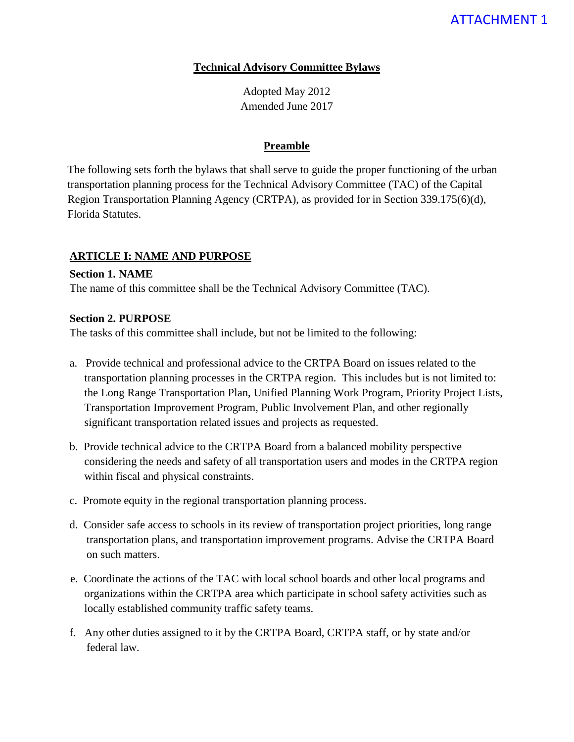ATTACHMENT 1

# Technical Advisory Committee Bylaws

Adopted May 2012
Amended June 2017

## Preamble

The following sets forth the bylaws that shall serve to guide the proper functioning of the urban transportation planning process for the Technical Advisory Committee (TAC) of the Capital Region Transportation Planning Agency (CRTPA), as provided for in Section 339.175(6)(d), Florida Statutes.

## ARTICLE I: NAME AND PURPOSE

### Section 1. NAME

The name of this committee shall be the Technical Advisory Committee (TAC).

### Section 2. PURPOSE

The tasks of this committee shall include, but not be limited to the following:

a. Provide technical and professional advice to the CRTPA Board on issues related to the transportation planning processes in the CRTPA region. This includes but is not limited to: the Long Range Transportation Plan, Unified Planning Work Program, Priority Project Lists, Transportation Improvement Program, Public Involvement Plan, and other regionally significant transportation related issues and projects as requested.

b. Provide technical advice to the CRTPA Board from a balanced mobility perspective considering the needs and safety of all transportation users and modes in the CRTPA region within fiscal and physical constraints.

c. Promote equity in the regional transportation planning process.

d. Consider safe access to schools in its review of transportation project priorities, long range transportation plans, and transportation improvement programs. Advise the CRTPA Board on such matters.

e. Coordinate the actions of the TAC with local school boards and other local programs and organizations within the CRTPA area which participate in school safety activities such as locally established community traffic safety teams.

f. Any other duties assigned to it by the CRTPA Board, CRTPA staff, or by state and/or federal law.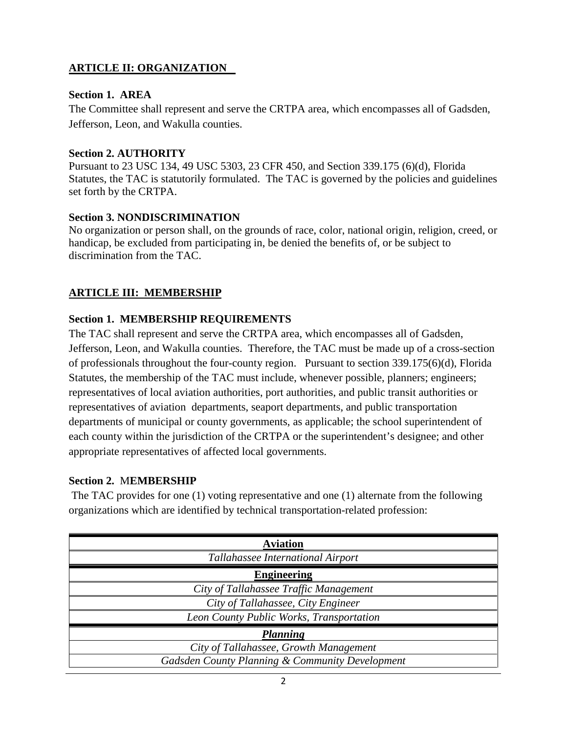## ARTICLE II: ORGANIZATION

### Section 1. AREA

The Committee shall represent and serve the CRTPA area, which encompasses all of Gadsden, Jefferson, Leon, and Wakulla counties.

### Section 2. AUTHORITY

Pursuant to 23 USC 134, 49 USC 5303, 23 CFR 450, and Section 339.175 (6)(d), Florida Statutes, the TAC is statutorily formulated. The TAC is governed by the policies and guidelines set forth by the CRTPA.

### Section 3. NONDISCRIMINATION

No organization or person shall, on the grounds of race, color, national origin, religion, creed, or handicap, be excluded from participating in, be denied the benefits of, or be subject to discrimination from the TAC.

## ARTICLE III: MEMBERSHIP

### Section 1. MEMBERSHIP REQUIREMENTS

The TAC shall represent and serve the CRTPA area, which encompasses all of Gadsden, Jefferson, Leon, and Wakulla counties. Therefore, the TAC must be made up of a cross-section of professionals throughout the four-county region. Pursuant to section 339.175(6)(d), Florida Statutes, the membership of the TAC must include, whenever possible, planners; engineers; representatives of local aviation authorities, port authorities, and public transit authorities or representatives of aviation departments, seaport departments, and public transportation departments of municipal or county governments, as applicable; the school superintendent of each county within the jurisdiction of the CRTPA or the superintendent's designee; and other appropriate representatives of affected local governments.

### Section 2. MEMBERSHIP

The TAC provides for one (1) voting representative and one (1) alternate from the following organizations which are identified by technical transportation-related profession:

| **Aviation** |
|---|
| *Tallahassee International Airport* |
| **Engineering** |
| *City of Tallahassee Traffic Management* |
| *City of Tallahassee, City Engineer* |
| *Leon County Public Works, Transportation* |
| ***Planning*** |
| *City of Tallahassee, Growth Management* |
| *Gadsden County Planning & Community Development* |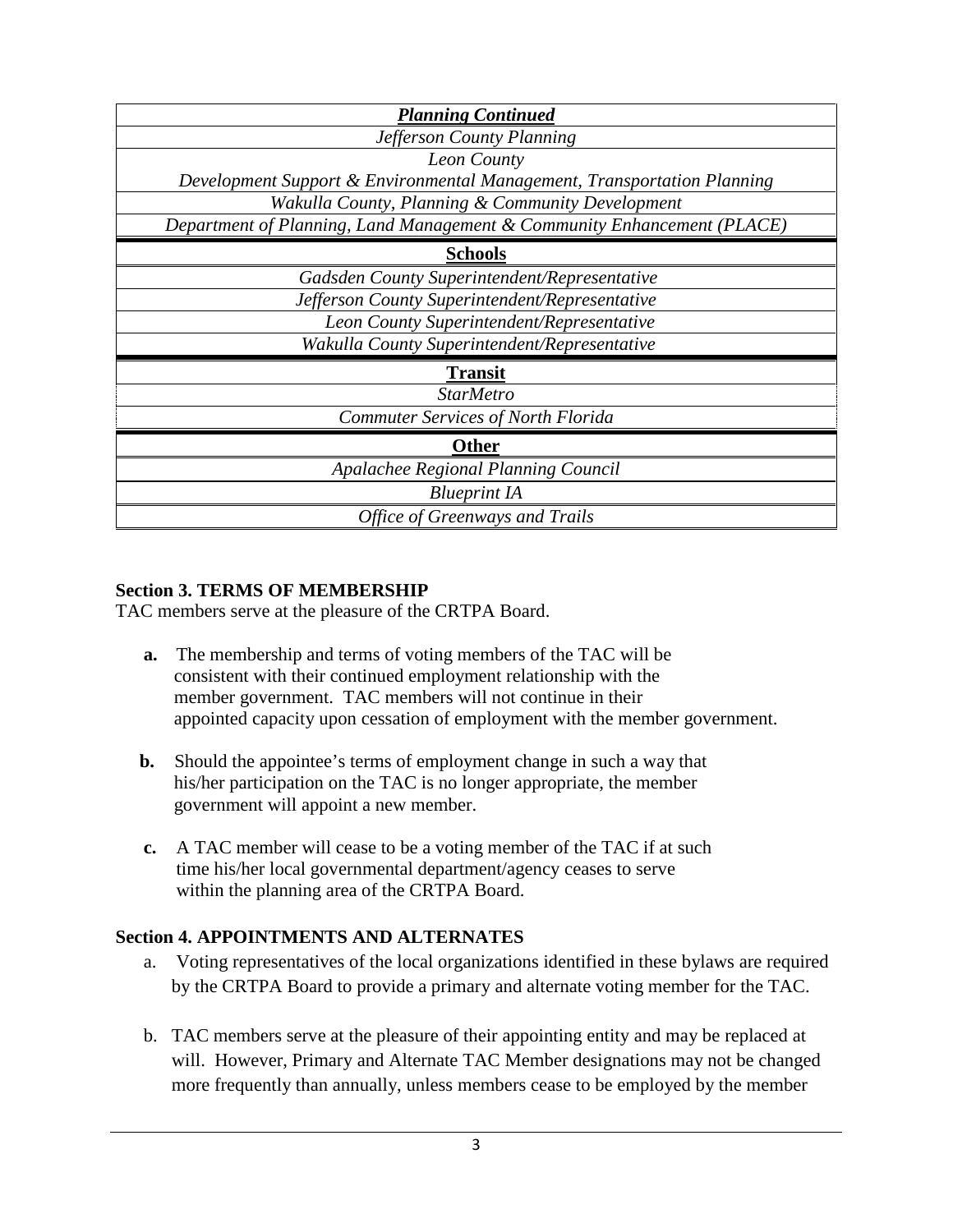| ***Planning Continued*** |
|---|
| *Jefferson County Planning* |
| *Leon County*<br>*Development Support & Environmental Management, Transportation Planning* |
| *Wakulla County, Planning & Community Development* |
| *Department of Planning, Land Management & Community Enhancement (PLACE)* |
| **Schools** |
| *Gadsden County Superintendent/Representative* |
| *Jefferson County Superintendent/Representative* |
| *Leon County Superintendent/Representative* |
| *Wakulla County Superintendent/Representative* |
| **Transit** |
| *StarMetro* |
| *Commuter Services of North Florida* |
| **Other** |
| *Apalachee Regional Planning Council* |
| *Blueprint IA* |
| *Office of Greenways and Trails* |

### Section 3. TERMS OF MEMBERSHIP

TAC members serve at the pleasure of the CRTPA Board.

**a.** The membership and terms of voting members of the TAC will be consistent with their continued employment relationship with the member government. TAC members will not continue in their appointed capacity upon cessation of employment with the member government.

**b.** Should the appointee's terms of employment change in such a way that his/her participation on the TAC is no longer appropriate, the member government will appoint a new member.

**c.** A TAC member will cease to be a voting member of the TAC if at such time his/her local governmental department/agency ceases to serve within the planning area of the CRTPA Board.

### Section 4. APPOINTMENTS AND ALTERNATES

a. Voting representatives of the local organizations identified in these bylaws are required by the CRTPA Board to provide a primary and alternate voting member for the TAC.

b. TAC members serve at the pleasure of their appointing entity and may be replaced at will. However, Primary and Alternate TAC Member designations may not be changed more frequently than annually, unless members cease to be employed by the member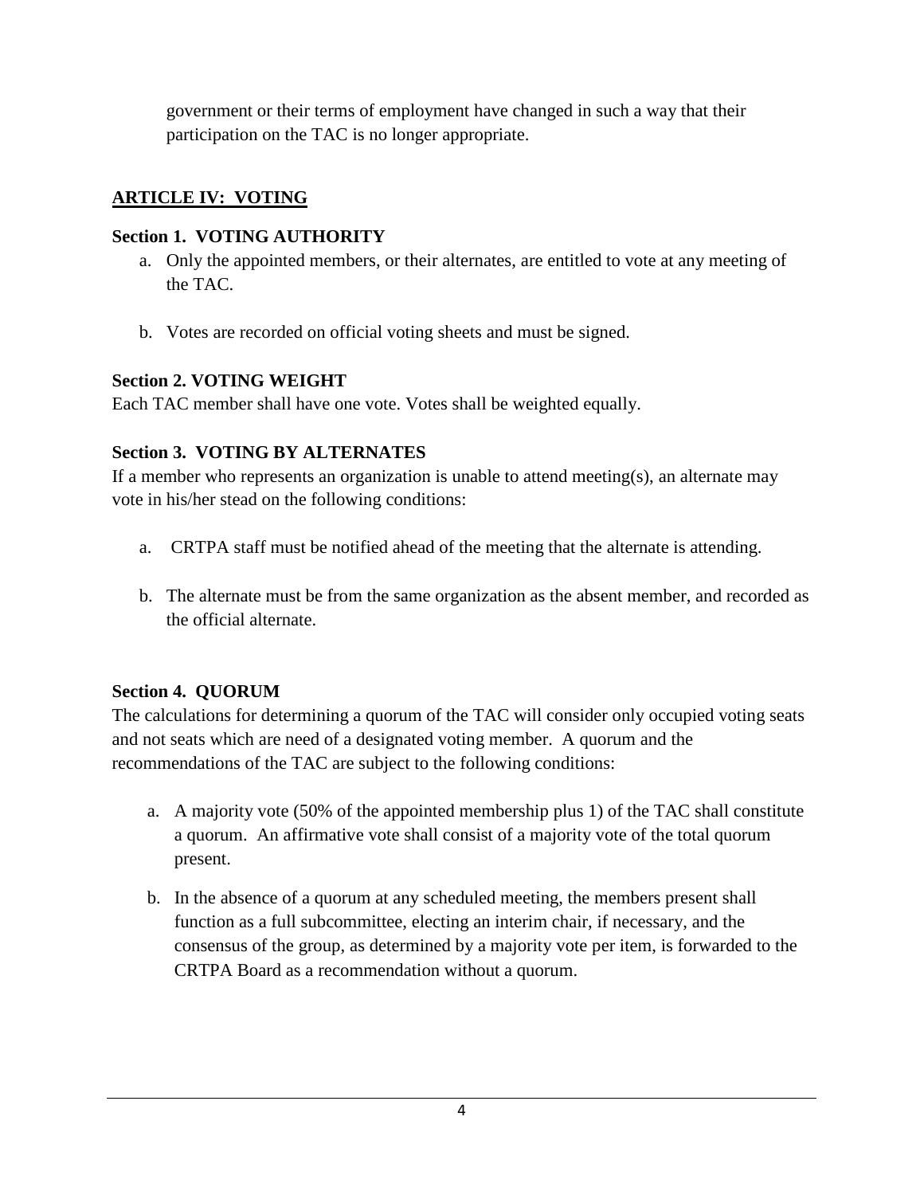government or their terms of employment have changed in such a way that their participation on the TAC is no longer appropriate.

## ARTICLE IV: VOTING

### Section 1. VOTING AUTHORITY

a. Only the appointed members, or their alternates, are entitled to vote at any meeting of the TAC.

b. Votes are recorded on official voting sheets and must be signed.

### Section 2. VOTING WEIGHT

Each TAC member shall have one vote. Votes shall be weighted equally.

### Section 3. VOTING BY ALTERNATES

If a member who represents an organization is unable to attend meeting(s), an alternate may vote in his/her stead on the following conditions:

a. CRTPA staff must be notified ahead of the meeting that the alternate is attending.

b. The alternate must be from the same organization as the absent member, and recorded as the official alternate.

### Section 4. QUORUM

The calculations for determining a quorum of the TAC will consider only occupied voting seats and not seats which are need of a designated voting member. A quorum and the recommendations of the TAC are subject to the following conditions:

a. A majority vote (50% of the appointed membership plus 1) of the TAC shall constitute a quorum. An affirmative vote shall consist of a majority vote of the total quorum present.

b. In the absence of a quorum at any scheduled meeting, the members present shall function as a full subcommittee, electing an interim chair, if necessary, and the consensus of the group, as determined by a majority vote per item, is forwarded to the CRTPA Board as a recommendation without a quorum.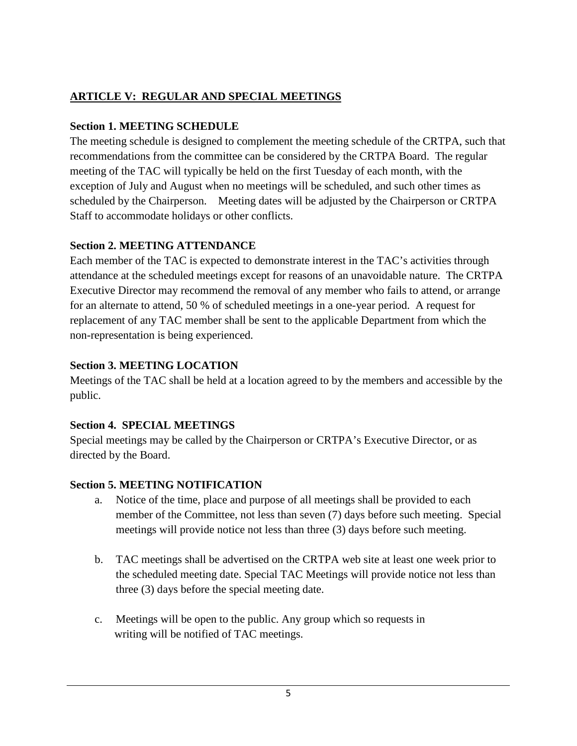## ARTICLE V: REGULAR AND SPECIAL MEETINGS

### Section 1. MEETING SCHEDULE

The meeting schedule is designed to complement the meeting schedule of the CRTPA, such that recommendations from the committee can be considered by the CRTPA Board. The regular meeting of the TAC will typically be held on the first Tuesday of each month, with the exception of July and August when no meetings will be scheduled, and such other times as scheduled by the Chairperson. Meeting dates will be adjusted by the Chairperson or CRTPA Staff to accommodate holidays or other conflicts.

### Section 2. MEETING ATTENDANCE

Each member of the TAC is expected to demonstrate interest in the TAC's activities through attendance at the scheduled meetings except for reasons of an unavoidable nature. The CRTPA Executive Director may recommend the removal of any member who fails to attend, or arrange for an alternate to attend, 50 % of scheduled meetings in a one-year period. A request for replacement of any TAC member shall be sent to the applicable Department from which the non-representation is being experienced.

### Section 3. MEETING LOCATION

Meetings of the TAC shall be held at a location agreed to by the members and accessible by the public.

### Section 4. SPECIAL MEETINGS

Special meetings may be called by the Chairperson or CRTPA's Executive Director, or as directed by the Board.

### Section 5. MEETING NOTIFICATION

a. Notice of the time, place and purpose of all meetings shall be provided to each member of the Committee, not less than seven (7) days before such meeting. Special meetings will provide notice not less than three (3) days before such meeting.

b. TAC meetings shall be advertised on the CRTPA web site at least one week prior to the scheduled meeting date. Special TAC Meetings will provide notice not less than three (3) days before the special meeting date.

c. Meetings will be open to the public. Any group which so requests in writing will be notified of TAC meetings.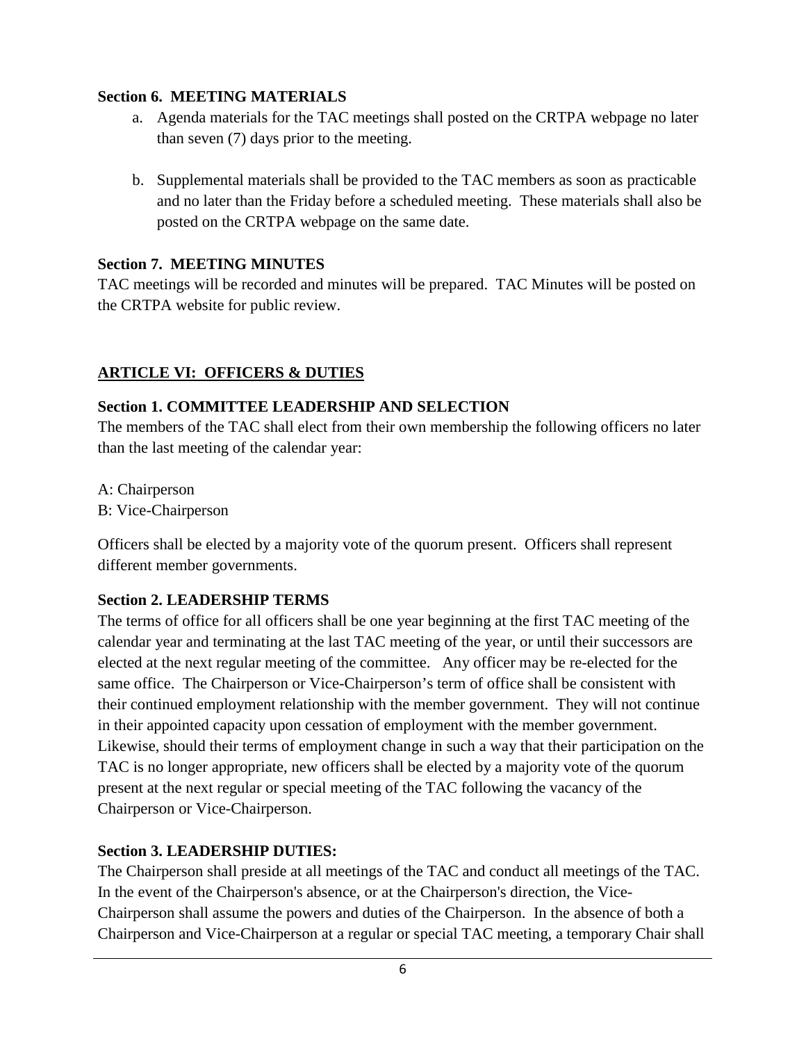### Section 6. MEETING MATERIALS

a. Agenda materials for the TAC meetings shall posted on the CRTPA webpage no later than seven (7) days prior to the meeting.

b. Supplemental materials shall be provided to the TAC members as soon as practicable and no later than the Friday before a scheduled meeting. These materials shall also be posted on the CRTPA webpage on the same date.

### Section 7. MEETING MINUTES

TAC meetings will be recorded and minutes will be prepared. TAC Minutes will be posted on the CRTPA website for public review.

## ARTICLE VI: OFFICERS & DUTIES

### Section 1. COMMITTEE LEADERSHIP AND SELECTION

The members of the TAC shall elect from their own membership the following officers no later than the last meeting of the calendar year:

A: Chairperson
B: Vice-Chairperson

Officers shall be elected by a majority vote of the quorum present. Officers shall represent different member governments.

### Section 2. LEADERSHIP TERMS

The terms of office for all officers shall be one year beginning at the first TAC meeting of the calendar year and terminating at the last TAC meeting of the year, or until their successors are elected at the next regular meeting of the committee. Any officer may be re-elected for the same office. The Chairperson or Vice-Chairperson's term of office shall be consistent with their continued employment relationship with the member government. They will not continue in their appointed capacity upon cessation of employment with the member government. Likewise, should their terms of employment change in such a way that their participation on the TAC is no longer appropriate, new officers shall be elected by a majority vote of the quorum present at the next regular or special meeting of the TAC following the vacancy of the Chairperson or Vice-Chairperson.

### Section 3. LEADERSHIP DUTIES:

The Chairperson shall preside at all meetings of the TAC and conduct all meetings of the TAC. In the event of the Chairperson's absence, or at the Chairperson's direction, the Vice-Chairperson shall assume the powers and duties of the Chairperson. In the absence of both a Chairperson and Vice-Chairperson at a regular or special TAC meeting, a temporary Chair shall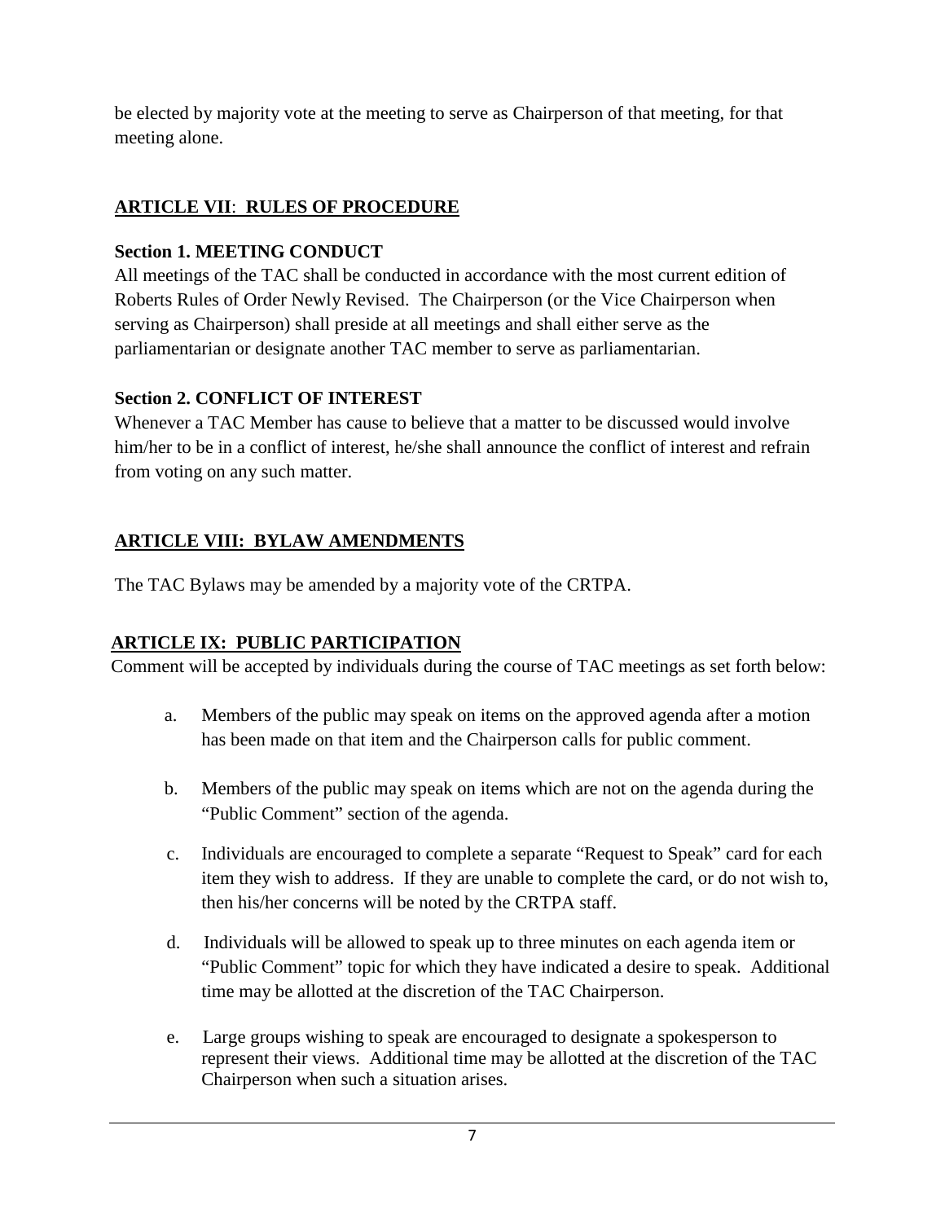be elected by majority vote at the meeting to serve as Chairperson of that meeting, for that meeting alone.

## ARTICLE VII: RULES OF PROCEDURE

### Section 1. MEETING CONDUCT

All meetings of the TAC shall be conducted in accordance with the most current edition of Roberts Rules of Order Newly Revised. The Chairperson (or the Vice Chairperson when serving as Chairperson) shall preside at all meetings and shall either serve as the parliamentarian or designate another TAC member to serve as parliamentarian.

### Section 2. CONFLICT OF INTEREST

Whenever a TAC Member has cause to believe that a matter to be discussed would involve him/her to be in a conflict of interest, he/she shall announce the conflict of interest and refrain from voting on any such matter.

## ARTICLE VIII: BYLAW AMENDMENTS

The TAC Bylaws may be amended by a majority vote of the CRTPA.

## ARTICLE IX: PUBLIC PARTICIPATION

Comment will be accepted by individuals during the course of TAC meetings as set forth below:

a. Members of the public may speak on items on the approved agenda after a motion has been made on that item and the Chairperson calls for public comment.

b. Members of the public may speak on items which are not on the agenda during the "Public Comment" section of the agenda.

c. Individuals are encouraged to complete a separate "Request to Speak" card for each item they wish to address. If they are unable to complete the card, or do not wish to, then his/her concerns will be noted by the CRTPA staff.

d. Individuals will be allowed to speak up to three minutes on each agenda item or "Public Comment" topic for which they have indicated a desire to speak. Additional time may be allotted at the discretion of the TAC Chairperson.

e. Large groups wishing to speak are encouraged to designate a spokesperson to represent their views. Additional time may be allotted at the discretion of the TAC Chairperson when such a situation arises.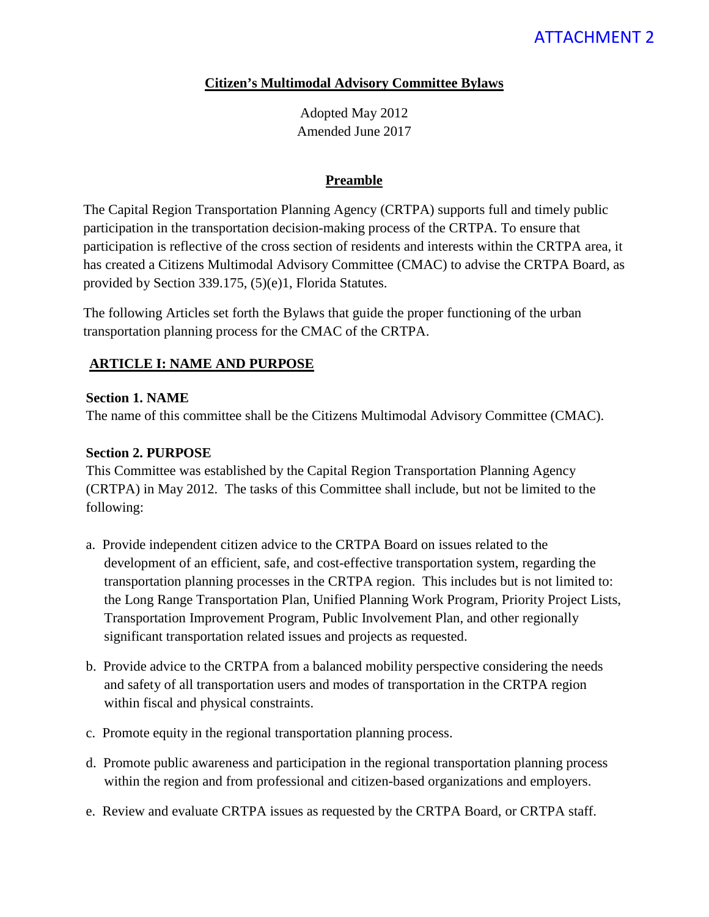ATTACHMENT 2

# Citizen's Multimodal Advisory Committee Bylaws

Adopted May 2012
Amended June 2017

## Preamble

The Capital Region Transportation Planning Agency (CRTPA) supports full and timely public participation in the transportation decision-making process of the CRTPA. To ensure that participation is reflective of the cross section of residents and interests within the CRTPA area, it has created a Citizens Multimodal Advisory Committee (CMAC) to advise the CRTPA Board, as provided by Section 339.175, (5)(e)1, Florida Statutes.

The following Articles set forth the Bylaws that guide the proper functioning of the urban transportation planning process for the CMAC of the CRTPA.

## ARTICLE I: NAME AND PURPOSE

### Section 1. NAME

The name of this committee shall be the Citizens Multimodal Advisory Committee (CMAC).

### Section 2. PURPOSE

This Committee was established by the Capital Region Transportation Planning Agency (CRTPA) in May 2012. The tasks of this Committee shall include, but not be limited to the following:

a. Provide independent citizen advice to the CRTPA Board on issues related to the development of an efficient, safe, and cost-effective transportation system, regarding the transportation planning processes in the CRTPA region. This includes but is not limited to: the Long Range Transportation Plan, Unified Planning Work Program, Priority Project Lists, Transportation Improvement Program, Public Involvement Plan, and other regionally significant transportation related issues and projects as requested.

b. Provide advice to the CRTPA from a balanced mobility perspective considering the needs and safety of all transportation users and modes of transportation in the CRTPA region within fiscal and physical constraints.

c. Promote equity in the regional transportation planning process.

d. Promote public awareness and participation in the regional transportation planning process within the region and from professional and citizen-based organizations and employers.

e. Review and evaluate CRTPA issues as requested by the CRTPA Board, or CRTPA staff.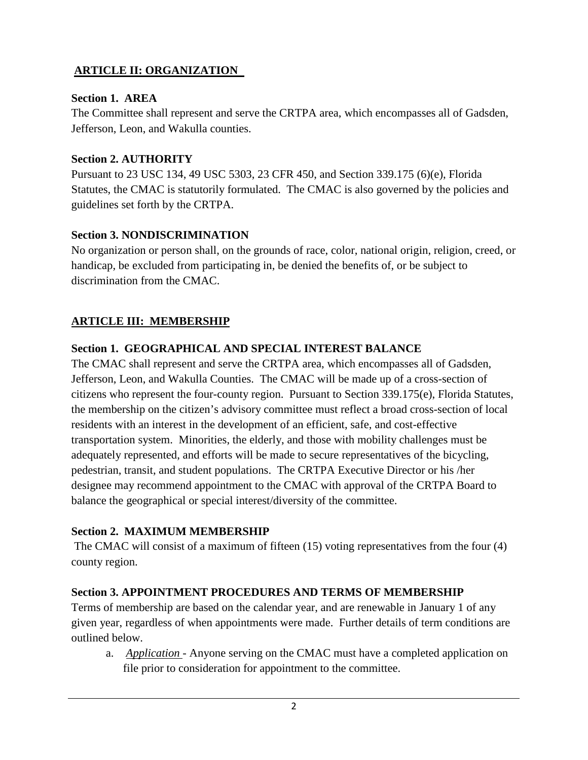## ARTICLE II: ORGANIZATION

### Section 1. AREA

The Committee shall represent and serve the CRTPA area, which encompasses all of Gadsden, Jefferson, Leon, and Wakulla counties.

### Section 2. AUTHORITY

Pursuant to 23 USC 134, 49 USC 5303, 23 CFR 450, and Section 339.175 (6)(e), Florida Statutes, the CMAC is statutorily formulated. The CMAC is also governed by the policies and guidelines set forth by the CRTPA.

### Section 3. NONDISCRIMINATION

No organization or person shall, on the grounds of race, color, national origin, religion, creed, or handicap, be excluded from participating in, be denied the benefits of, or be subject to discrimination from the CMAC.

## ARTICLE III: MEMBERSHIP

### Section 1. GEOGRAPHICAL AND SPECIAL INTEREST BALANCE

The CMAC shall represent and serve the CRTPA area, which encompasses all of Gadsden, Jefferson, Leon, and Wakulla Counties. The CMAC will be made up of a cross-section of citizens who represent the four-county region. Pursuant to Section 339.175(e), Florida Statutes, the membership on the citizen's advisory committee must reflect a broad cross-section of local residents with an interest in the development of an efficient, safe, and cost-effective transportation system. Minorities, the elderly, and those with mobility challenges must be adequately represented, and efforts will be made to secure representatives of the bicycling, pedestrian, transit, and student populations. The CRTPA Executive Director or his /her designee may recommend appointment to the CMAC with approval of the CRTPA Board to balance the geographical or special interest/diversity of the committee.

### Section 2. MAXIMUM MEMBERSHIP

The CMAC will consist of a maximum of fifteen (15) voting representatives from the four (4) county region.

### Section 3. APPOINTMENT PROCEDURES AND TERMS OF MEMBERSHIP

Terms of membership are based on the calendar year, and are renewable in January 1 of any given year, regardless of when appointments were made. Further details of term conditions are outlined below.

a. *Application* - Anyone serving on the CMAC must have a completed application on file prior to consideration for appointment to the committee.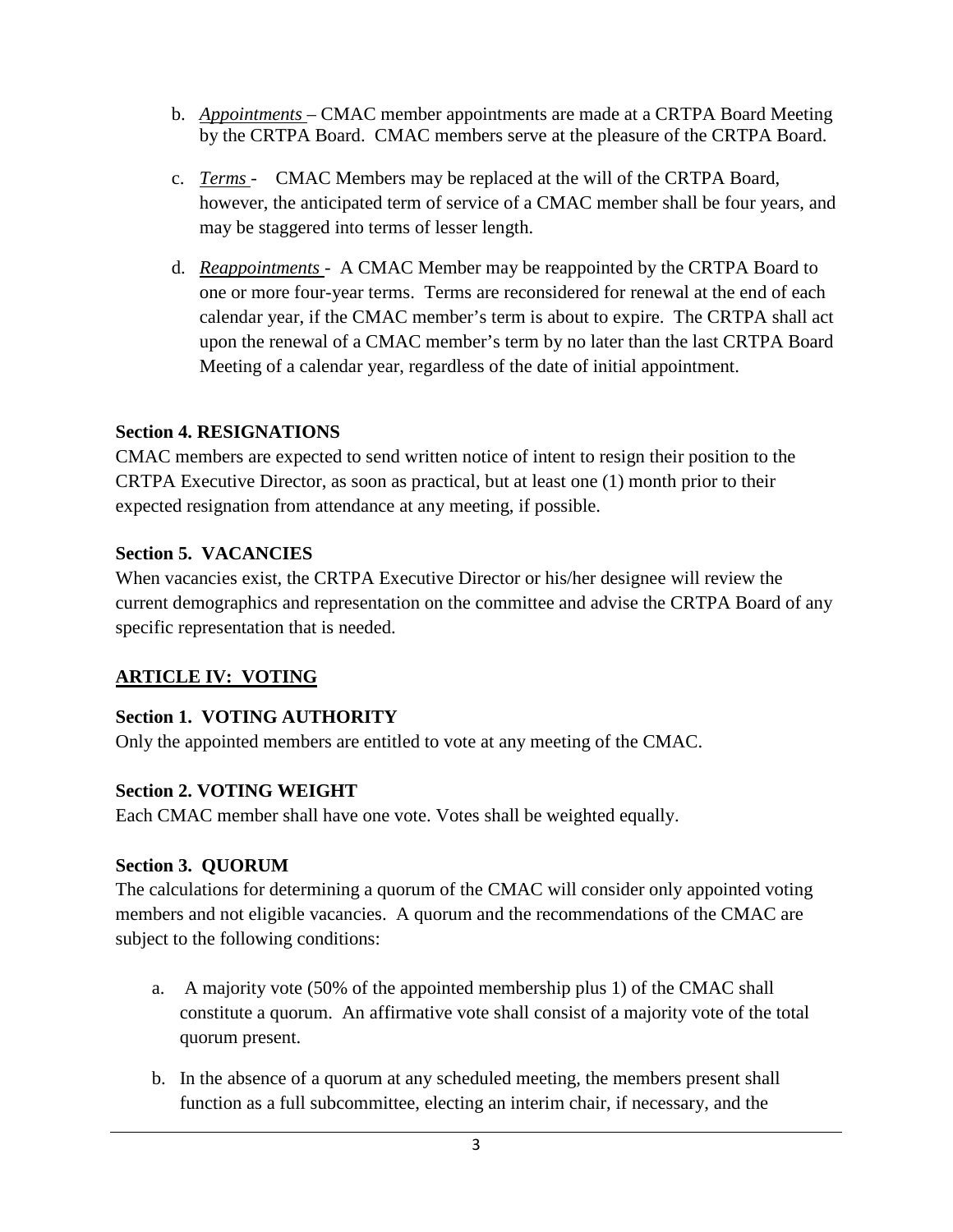b. *Appointments* – CMAC member appointments are made at a CRTPA Board Meeting by the CRTPA Board. CMAC members serve at the pleasure of the CRTPA Board.

c. *Terms* - CMAC Members may be replaced at the will of the CRTPA Board, however, the anticipated term of service of a CMAC member shall be four years, and may be staggered into terms of lesser length.

d. *Reappointments* - A CMAC Member may be reappointed by the CRTPA Board to one or more four-year terms. Terms are reconsidered for renewal at the end of each calendar year, if the CMAC member's term is about to expire. The CRTPA shall act upon the renewal of a CMAC member's term by no later than the last CRTPA Board Meeting of a calendar year, regardless of the date of initial appointment.

**Section 4. RESIGNATIONS**

CMAC members are expected to send written notice of intent to resign their position to the CRTPA Executive Director, as soon as practical, but at least one (1) month prior to their expected resignation from attendance at any meeting, if possible.

**Section 5. VACANCIES**

When vacancies exist, the CRTPA Executive Director or his/her designee will review the current demographics and representation on the committee and advise the CRTPA Board of any specific representation that is needed.

## ARTICLE IV: VOTING

**Section 1. VOTING AUTHORITY**

Only the appointed members are entitled to vote at any meeting of the CMAC.

**Section 2. VOTING WEIGHT**

Each CMAC member shall have one vote. Votes shall be weighted equally.

**Section 3. QUORUM**

The calculations for determining a quorum of the CMAC will consider only appointed voting members and not eligible vacancies. A quorum and the recommendations of the CMAC are subject to the following conditions:

a. A majority vote (50% of the appointed membership plus 1) of the CMAC shall constitute a quorum. An affirmative vote shall consist of a majority vote of the total quorum present.

b. In the absence of a quorum at any scheduled meeting, the members present shall function as a full subcommittee, electing an interim chair, if necessary, and the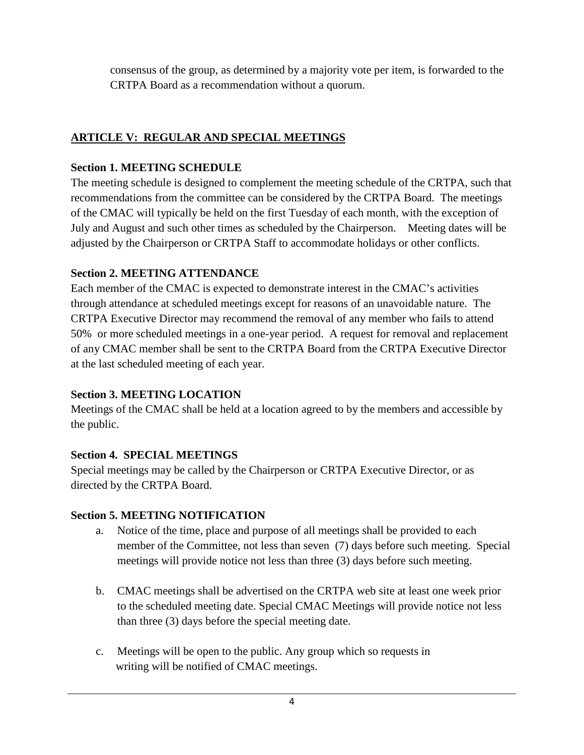consensus of the group, as determined by a majority vote per item, is forwarded to the CRTPA Board as a recommendation without a quorum.

## ARTICLE V: REGULAR AND SPECIAL MEETINGS

### Section 1. MEETING SCHEDULE

The meeting schedule is designed to complement the meeting schedule of the CRTPA, such that recommendations from the committee can be considered by the CRTPA Board. The meetings of the CMAC will typically be held on the first Tuesday of each month, with the exception of July and August and such other times as scheduled by the Chairperson. Meeting dates will be adjusted by the Chairperson or CRTPA Staff to accommodate holidays or other conflicts.

### Section 2. MEETING ATTENDANCE

Each member of the CMAC is expected to demonstrate interest in the CMAC's activities through attendance at scheduled meetings except for reasons of an unavoidable nature. The CRTPA Executive Director may recommend the removal of any member who fails to attend 50% or more scheduled meetings in a one-year period. A request for removal and replacement of any CMAC member shall be sent to the CRTPA Board from the CRTPA Executive Director at the last scheduled meeting of each year.

### Section 3. MEETING LOCATION

Meetings of the CMAC shall be held at a location agreed to by the members and accessible by the public.

### Section 4. SPECIAL MEETINGS

Special meetings may be called by the Chairperson or CRTPA Executive Director, or as directed by the CRTPA Board.

### Section 5. MEETING NOTIFICATION

a. Notice of the time, place and purpose of all meetings shall be provided to each member of the Committee, not less than seven (7) days before such meeting. Special meetings will provide notice not less than three (3) days before such meeting.

b. CMAC meetings shall be advertised on the CRTPA web site at least one week prior to the scheduled meeting date. Special CMAC Meetings will provide notice not less than three (3) days before the special meeting date.

c. Meetings will be open to the public. Any group which so requests in writing will be notified of CMAC meetings.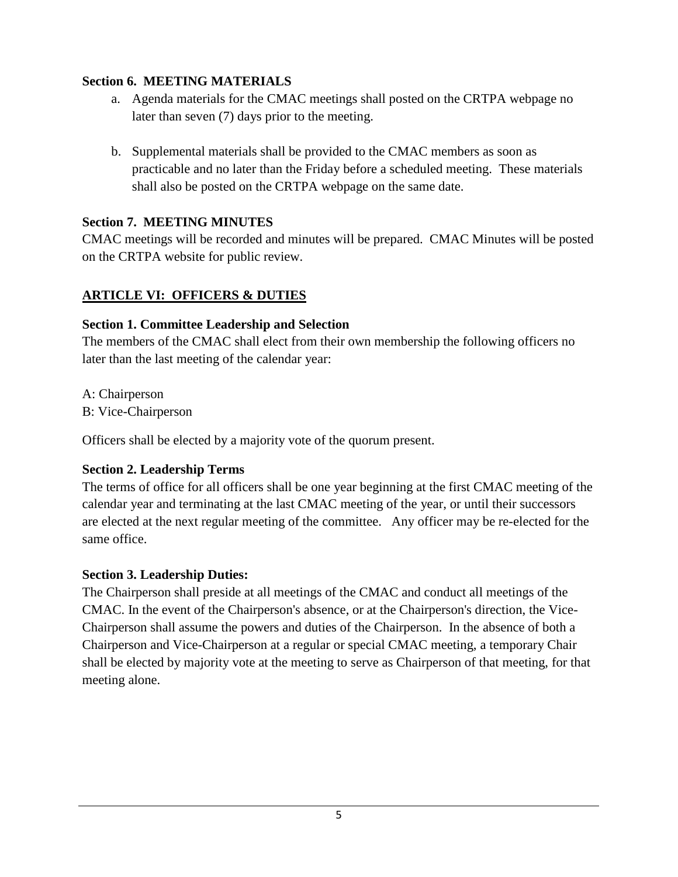**Section 6. MEETING MATERIALS**

a. Agenda materials for the CMAC meetings shall posted on the CRTPA webpage no later than seven (7) days prior to the meeting.

b. Supplemental materials shall be provided to the CMAC members as soon as practicable and no later than the Friday before a scheduled meeting. These materials shall also be posted on the CRTPA webpage on the same date.

**Section 7. MEETING MINUTES**

CMAC meetings will be recorded and minutes will be prepared. CMAC Minutes will be posted on the CRTPA website for public review.

## ARTICLE VI: OFFICERS & DUTIES

**Section 1. Committee Leadership and Selection**

The members of the CMAC shall elect from their own membership the following officers no later than the last meeting of the calendar year:

A: Chairperson
B: Vice-Chairperson

Officers shall be elected by a majority vote of the quorum present.

**Section 2. Leadership Terms**

The terms of office for all officers shall be one year beginning at the first CMAC meeting of the calendar year and terminating at the last CMAC meeting of the year, or until their successors are elected at the next regular meeting of the committee. Any officer may be re-elected for the same office.

**Section 3. Leadership Duties:**

The Chairperson shall preside at all meetings of the CMAC and conduct all meetings of the CMAC. In the event of the Chairperson's absence, or at the Chairperson's direction, the Vice-Chairperson shall assume the powers and duties of the Chairperson. In the absence of both a Chairperson and Vice-Chairperson at a regular or special CMAC meeting, a temporary Chair shall be elected by majority vote at the meeting to serve as Chairperson of that meeting, for that meeting alone.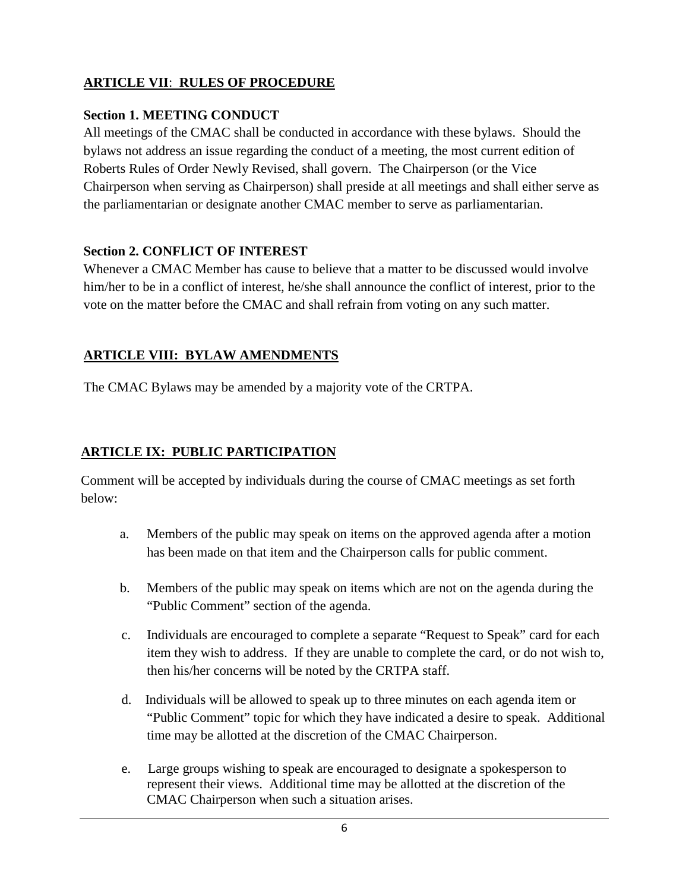## ARTICLE VII: RULES OF PROCEDURE

### Section 1. MEETING CONDUCT

All meetings of the CMAC shall be conducted in accordance with these bylaws. Should the bylaws not address an issue regarding the conduct of a meeting, the most current edition of Roberts Rules of Order Newly Revised, shall govern. The Chairperson (or the Vice Chairperson when serving as Chairperson) shall preside at all meetings and shall either serve as the parliamentarian or designate another CMAC member to serve as parliamentarian.

### Section 2. CONFLICT OF INTEREST

Whenever a CMAC Member has cause to believe that a matter to be discussed would involve him/her to be in a conflict of interest, he/she shall announce the conflict of interest, prior to the vote on the matter before the CMAC and shall refrain from voting on any such matter.

## ARTICLE VIII: BYLAW AMENDMENTS

The CMAC Bylaws may be amended by a majority vote of the CRTPA.

## ARTICLE IX: PUBLIC PARTICIPATION

Comment will be accepted by individuals during the course of CMAC meetings as set forth below:

a. Members of the public may speak on items on the approved agenda after a motion has been made on that item and the Chairperson calls for public comment.

b. Members of the public may speak on items which are not on the agenda during the "Public Comment" section of the agenda.

c. Individuals are encouraged to complete a separate "Request to Speak" card for each item they wish to address. If they are unable to complete the card, or do not wish to, then his/her concerns will be noted by the CRTPA staff.

d. Individuals will be allowed to speak up to three minutes on each agenda item or "Public Comment" topic for which they have indicated a desire to speak. Additional time may be allotted at the discretion of the CMAC Chairperson.

e. Large groups wishing to speak are encouraged to designate a spokesperson to represent their views. Additional time may be allotted at the discretion of the CMAC Chairperson when such a situation arises.